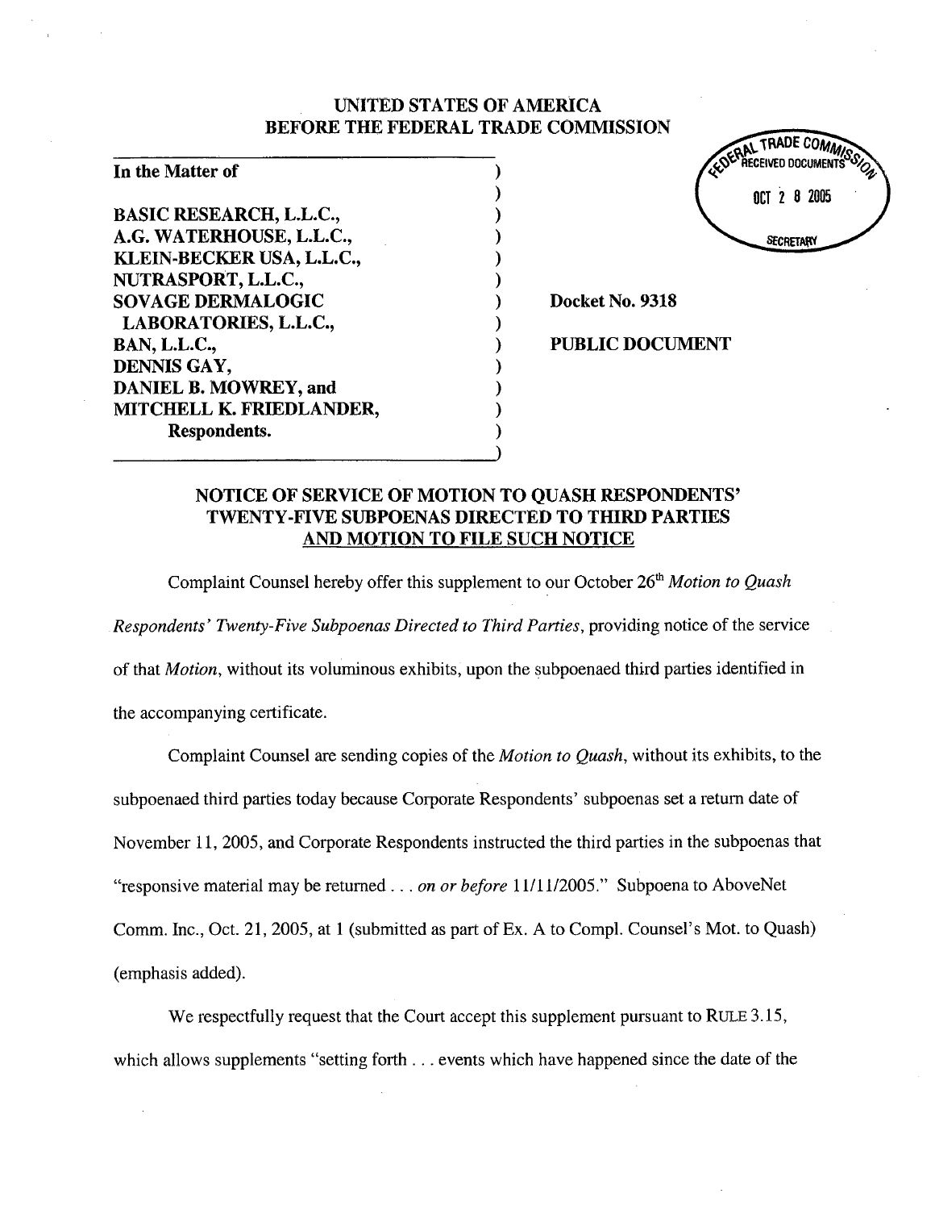UNITED STATES OF AMERICA
BEFORE THE FEDERAL TRADE COMMISSION

FEDERAL TRADE COMMISSION RECEIVED DOCUMENTS OCT 28 2005 SECRETARY

| | |
|---|---|
| **In the Matter of**<br><br>**BASIC RESEARCH, L.L.C.,**<br>**A.G. WATERHOUSE, L.L.C.,**<br>**KLEIN-BECKER USA, L.L.C.,**<br>**NUTRASPORT, L.L.C.,**<br>**SOVAGE DERMALOGIC LABORATORIES, L.L.C.,**<br>**BAN, L.L.C.,**<br>**DENNIS GAY,**<br>**DANIEL B. MOWREY, and**<br>**MITCHELL K. FRIEDLANDER,**<br>**Respondents.** | **Docket No. 9318**<br><br>**PUBLIC DOCUMENT** |

## NOTICE OF SERVICE OF MOTION TO QUASH RESPONDENTS' TWENTY-FIVE SUBPOENAS DIRECTED TO THIRD PARTIES AND MOTION TO FILE SUCH NOTICE

Complaint Counsel hereby offer this supplement to our October 26th *Motion to Quash Respondents' Twenty-Five Subpoenas Directed to Third Parties*, providing notice of the service of that *Motion*, without its voluminous exhibits, upon the subpoenaed third parties identified in the accompanying certificate.

Complaint Counsel are sending copies of the *Motion to Quash*, without its exhibits, to the subpoenaed third parties today because Corporate Respondents' subpoenas set a return date of November 11, 2005, and Corporate Respondents instructed the third parties in the subpoenas that "responsive material may be returned . . . *on or before* 11/11/2005." Subpoena to AboveNet Comm. Inc., Oct. 21, 2005, at 1 (submitted as part of Ex. A to Compl. Counsel's Mot. to Quash) (emphasis added).

We respectfully request that the Court accept this supplement pursuant to RULE 3.15, which allows supplements "setting forth . . . events which have happened since the date of the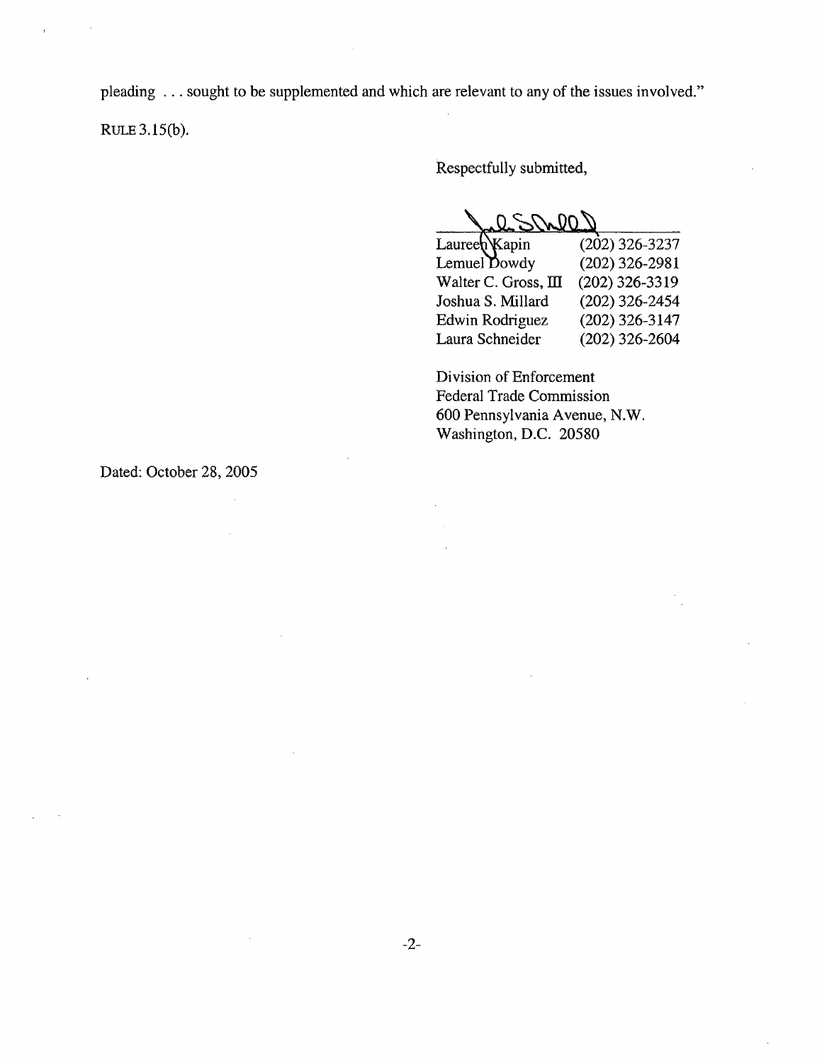pleading . . . sought to be supplemented and which are relevant to any of the issues involved."

RULE 3.15(b).

Respectfully submitted,

| | |
|---|---|
| Laureen Kapin | (202) 326-3237 |
| Lemuel Dowdy | (202) 326-2981 |
| Walter C. Gross, III | (202) 326-3319 |
| Joshua S. Millard | (202) 326-2454 |
| Edwin Rodriguez | (202) 326-3147 |
| Laura Schneider | (202) 326-2604 |

Division of Enforcement
Federal Trade Commission
600 Pennsylvania Avenue, N.W.
Washington, D.C. 20580

Dated: October 28, 2005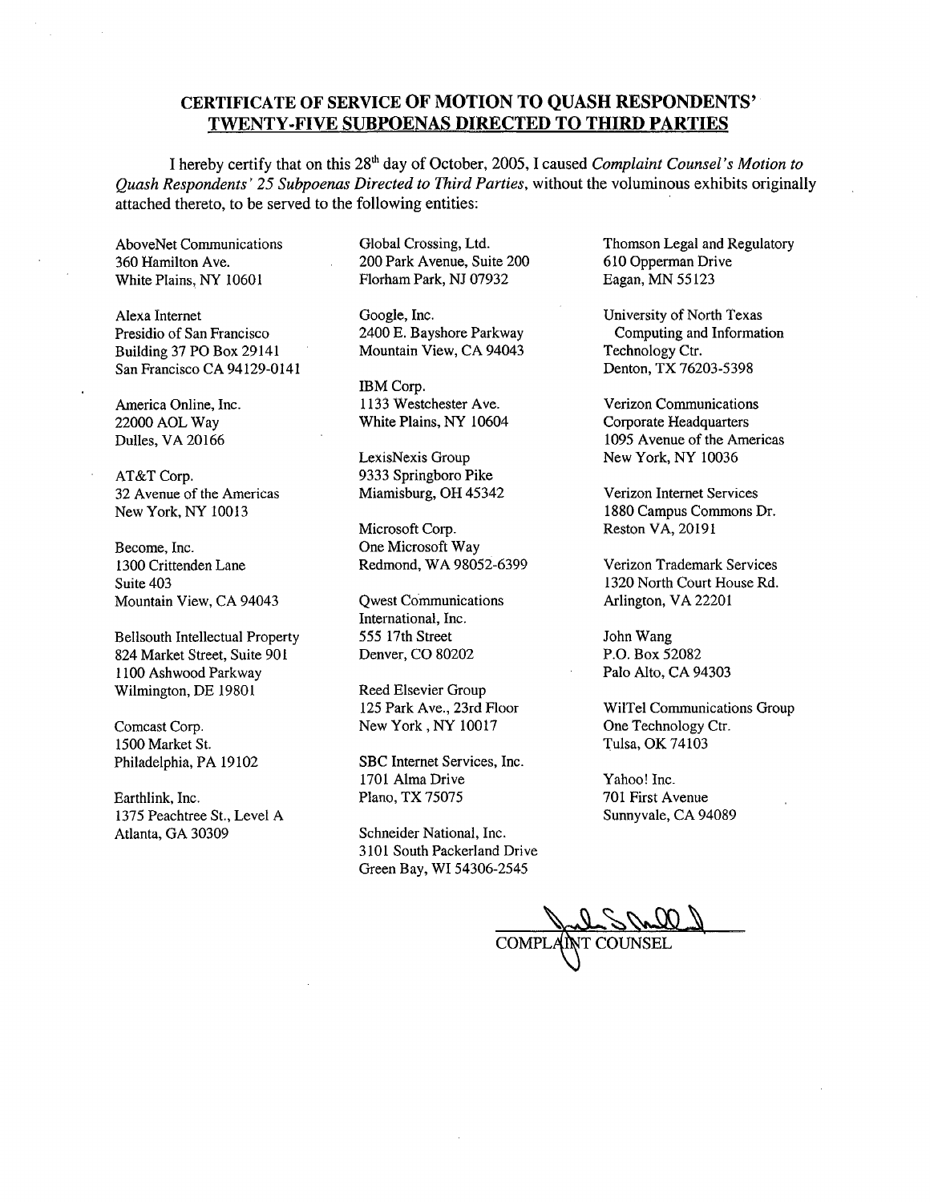## CERTIFICATE OF SERVICE OF MOTION TO QUASH RESPONDENTS' TWENTY-FIVE SUBPOENAS DIRECTED TO THIRD PARTIES

I hereby certify that on this 28th day of October, 2005, I caused *Complaint Counsel's Motion to Quash Respondents' 25 Subpoenas Directed to Third Parties*, without the voluminous exhibits originally attached thereto, to be served to the following entities:

AboveNet Communications
360 Hamilton Ave.
White Plains, NY 10601

Alexa Internet
Presidio of San Francisco
Building 37 PO Box 29141
San Francisco CA 94129-0141

America Online, Inc.
22000 AOL Way
Dulles, VA 20166

AT&T Corp.
32 Avenue of the Americas
New York, NY 10013

Become, Inc.
1300 Crittenden Lane
Suite 403
Mountain View, CA 94043

Bellsouth Intellectual Property
824 Market Street, Suite 901
1100 Ashwood Parkway
Wilmington, DE 19801

Comcast Corp.
1500 Market St.
Philadelphia, PA 19102

Earthlink, Inc.
1375 Peachtree St., Level A
Atlanta, GA 30309

Global Crossing, Ltd.
200 Park Avenue, Suite 200
Florham Park, NJ 07932

Google, Inc.
2400 E. Bayshore Parkway
Mountain View, CA 94043

IBM Corp.
1133 Westchester Ave.
White Plains, NY 10604

LexisNexis Group
9333 Springboro Pike
Miamisburg, OH 45342

Microsoft Corp.
One Microsoft Way
Redmond, WA 98052-6399

Qwest Communications
International, Inc.
555 17th Street
Denver, CO 80202

Reed Elsevier Group
125 Park Ave., 23rd Floor
New York , NY 10017

SBC Internet Services, Inc.
1701 Alma Drive
Plano, TX 75075

Schneider National, Inc.
3101 South Packerland Drive
Green Bay, WI 54306-2545

Thomson Legal and Regulatory
610 Opperman Drive
Eagan, MN 55123

University of North Texas
Computing and Information
Technology Ctr.
Denton, TX 76203-5398

Verizon Communications
Corporate Headquarters
1095 Avenue of the Americas
New York, NY 10036

Verizon Internet Services
1880 Campus Commons Dr.
Reston VA, 20191

Verizon Trademark Services
1320 North Court House Rd.
Arlington, VA 22201

John Wang
P.O. Box 52082
Palo Alto, CA 94303

WilTel Communications Group
One Technology Ctr.
Tulsa, OK 74103

Yahoo! Inc.
701 First Avenue
Sunnyvale, CA 94089

COMPLAINT COUNSEL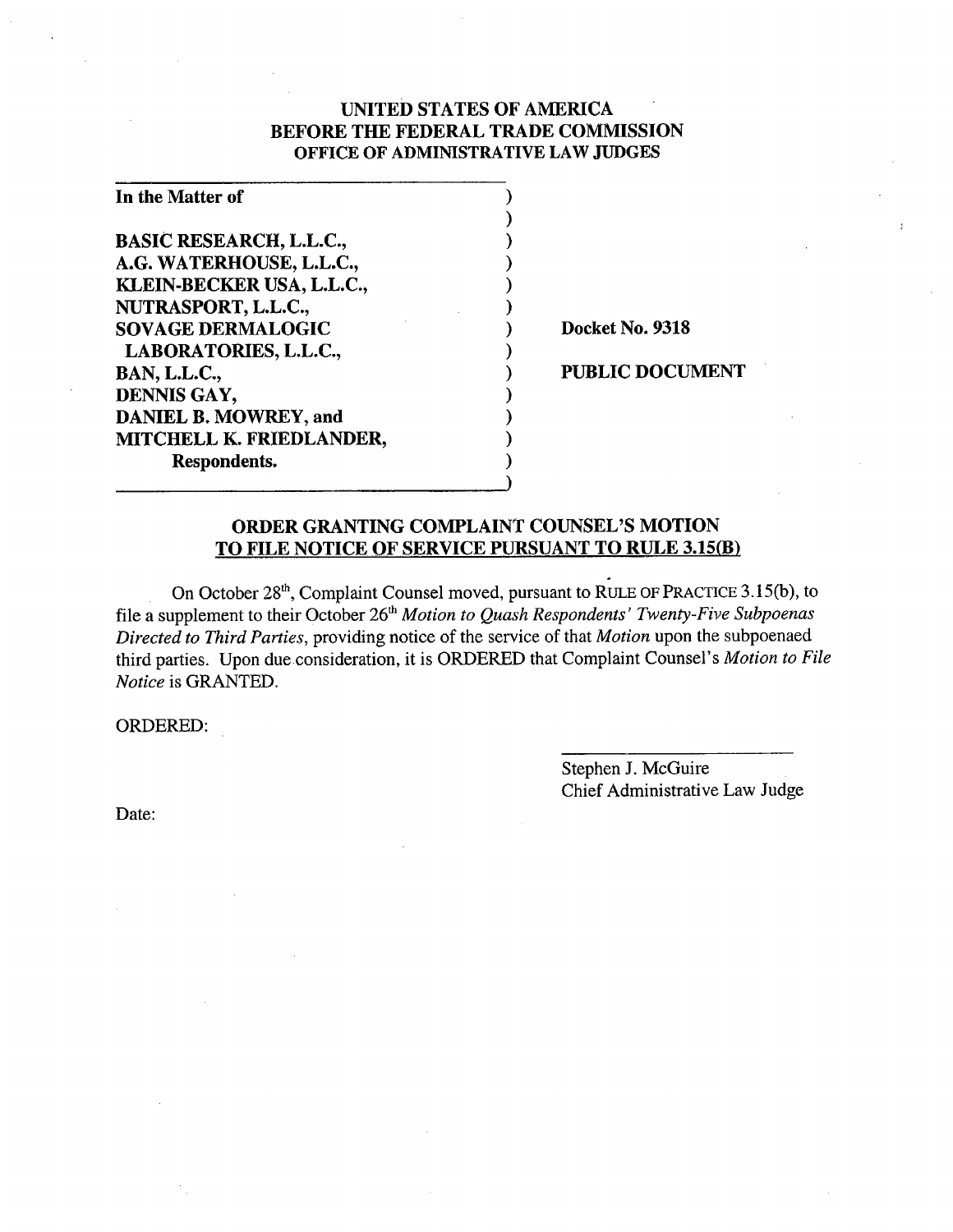**UNITED STATES OF AMERICA**
**BEFORE THE FEDERAL TRADE COMMISSION**
**OFFICE OF ADMINISTRATIVE LAW JUDGES**

| | | |
|---|---|---|
| **In the Matter of** | ) | |
| | ) | |
| **BASIC RESEARCH, L.L.C.,** | ) | |
| **A.G. WATERHOUSE, L.L.C.,** | ) | |
| **KLEIN-BECKER USA, L.L.C.,** | ) | |
| **NUTRASPORT, L.L.C.,** | ) | |
| **SOVAGE DERMALOGIC** | ) | **Docket No. 9318** |
| **LABORATORIES, L.L.C.,** | ) | |
| **BAN, L.L.C.,** | ) | **PUBLIC DOCUMENT** |
| **DENNIS GAY,** | ) | |
| **DANIEL B. MOWREY, and** | ) | |
| **MITCHELL K. FRIEDLANDER,** | ) | |
| **Respondents.** | ) | |

## ORDER GRANTING COMPLAINT COUNSEL'S MOTION TO FILE NOTICE OF SERVICE PURSUANT TO RULE 3.15(B)

On October 28th, Complaint Counsel moved, pursuant to RULE OF PRACTICE 3.15(b), to file a supplement to their October 26th *Motion to Quash Respondents' Twenty-Five Subpoenas Directed to Third Parties*, providing notice of the service of that *Motion* upon the subpoenaed third parties. Upon due consideration, it is ORDERED that Complaint Counsel's *Motion to File Notice* is GRANTED.

ORDERED:

Stephen J. McGuire
Chief Administrative Law Judge

Date: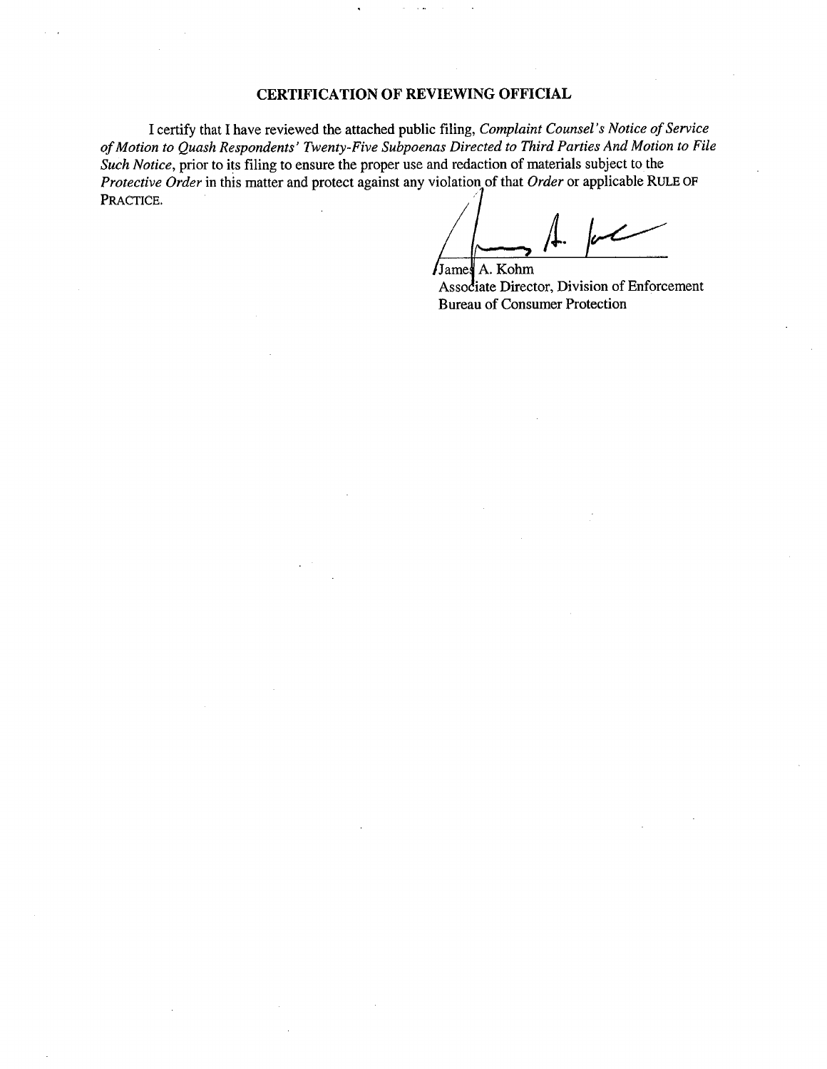## CERTIFICATION OF REVIEWING OFFICIAL

I certify that I have reviewed the attached public filing, *Complaint Counsel's Notice of Service of Motion to Quash Respondents' Twenty-Five Subpoenas Directed to Third Parties And Motion to File Such Notice*, prior to its filing to ensure the proper use and redaction of materials subject to the *Protective Order* in this matter and protect against any violation of that *Order* or applicable RULE OF PRACTICE.

James A. Kohm
Associate Director, Division of Enforcement
Bureau of Consumer Protection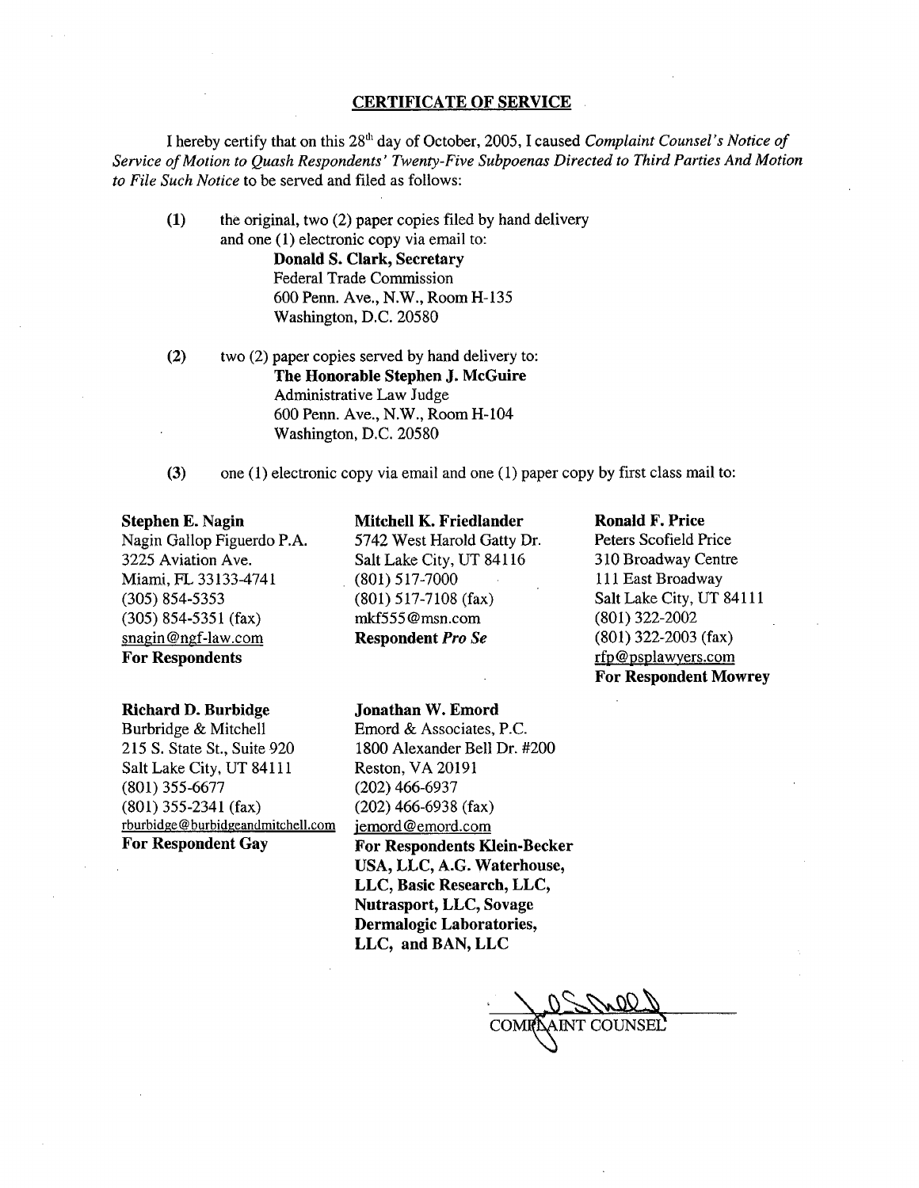## CERTIFICATE OF SERVICE

I hereby certify that on this 28th day of October, 2005, I caused *Complaint Counsel's Notice of Service of Motion to Quash Respondents' Twenty-Five Subpoenas Directed to Third Parties And Motion to File Such Notice* to be served and filed as follows:

(1) the original, two (2) paper copies filed by hand delivery and one (1) electronic copy via email to:
**Donald S. Clark, Secretary**
Federal Trade Commission
600 Penn. Ave., N.W., Room H-135
Washington, D.C. 20580

(2) two (2) paper copies served by hand delivery to:
**The Honorable Stephen J. McGuire**
Administrative Law Judge
600 Penn. Ave., N.W., Room H-104
Washington, D.C. 20580

(3) one (1) electronic copy via email and one (1) paper copy by first class mail to:

**Stephen E. Nagin**
Nagin Gallop Figuerdo P.A.
3225 Aviation Ave.
Miami, FL 33133-4741
(305) 854-5353
(305) 854-5351 (fax)
snagin@ngf-law.com
**For Respondents**

**Mitchell K. Friedlander**
5742 West Harold Gatty Dr.
Salt Lake City, UT 84116
(801) 517-7000
(801) 517-7108 (fax)
mkf555@msn.com
**Respondent *Pro Se***

**Ronald F. Price**
Peters Scofield Price
310 Broadway Centre
111 East Broadway
Salt Lake City, UT 84111
(801) 322-2002
(801) 322-2003 (fax)
rfp@psplawyers.com
**For Respondent Mowrey**

**Richard D. Burbidge**
Burbridge & Mitchell
215 S. State St., Suite 920
Salt Lake City, UT 84111
(801) 355-6677
(801) 355-2341 (fax)
rburbidge@burbidgeandmitchell.com
**For Respondent Gay**

**Jonathan W. Emord**
Emord & Associates, P.C.
1800 Alexander Bell Dr. #200
Reston, VA 20191
(202) 466-6937
(202) 466-6938 (fax)
jemord@emord.com
**For Respondents Klein-Becker USA, LLC, A.G. Waterhouse, LLC, Basic Research, LLC, Nutrasport, LLC, Sovage Dermalogic Laboratories, LLC, and BAN, LLC**

COMPLAINT COUNSEL